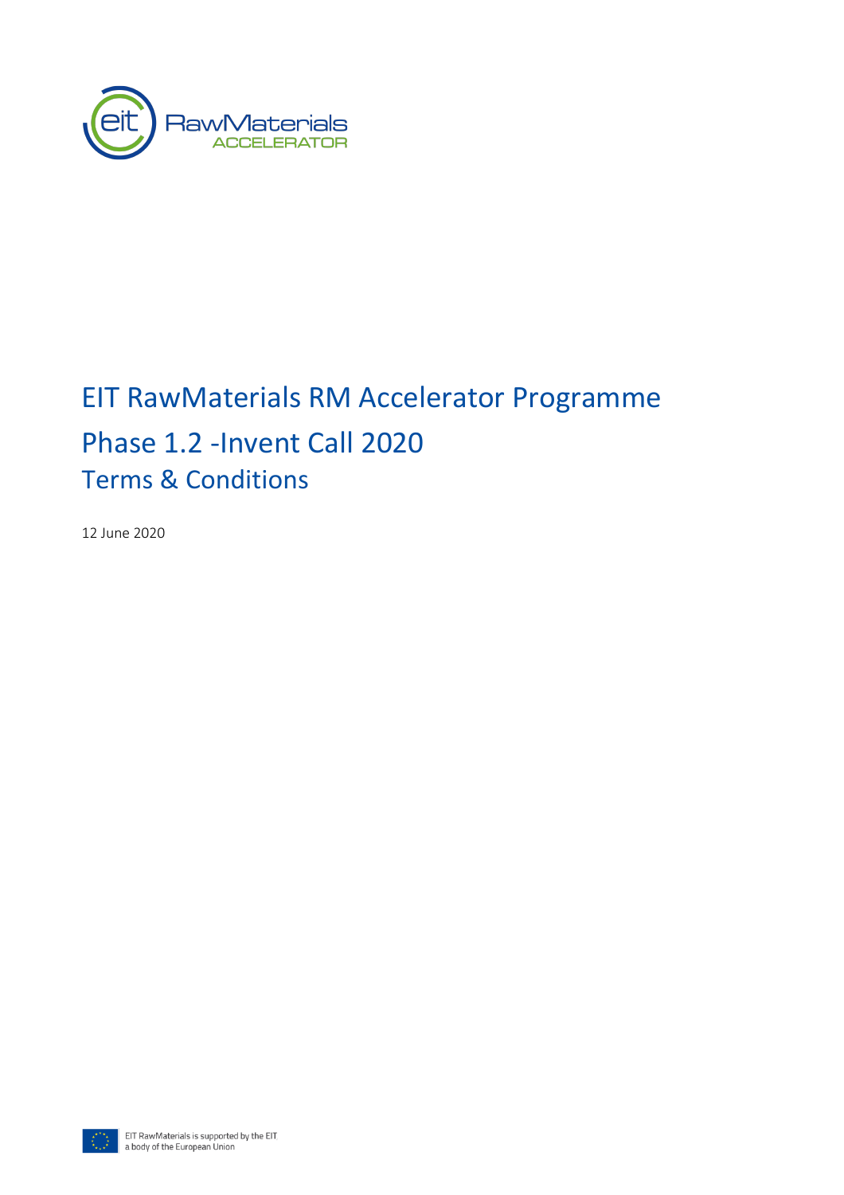# EIT RawMaterials RM Accelerator Programme

## Phase 1.2 -Invent Call 2020

### Terms & Conditions

12 June 2020

EIT RawMaterials is supported by the EIT
a body of the European Union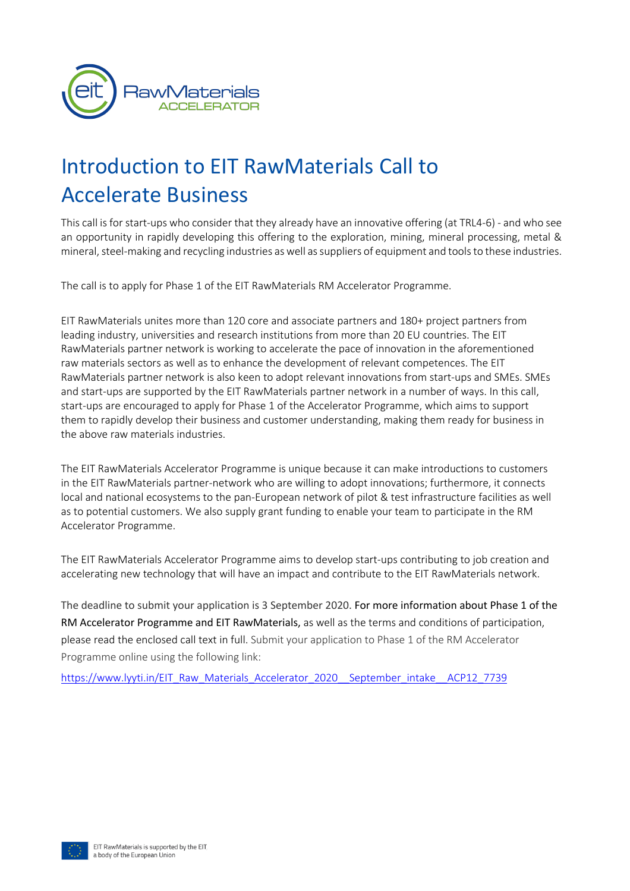# Introduction to EIT RawMaterials Call to Accelerate Business

This call is for start-ups who consider that they already have an innovative offering (at TRL4-6) - and who see an opportunity in rapidly developing this offering to the exploration, mining, mineral processing, metal & mineral, steel-making and recycling industries as well as suppliers of equipment and tools to these industries.

The call is to apply for Phase 1 of the EIT RawMaterials RM Accelerator Programme.

EIT RawMaterials unites more than 120 core and associate partners and 180+ project partners from leading industry, universities and research institutions from more than 20 EU countries. The EIT RawMaterials partner network is working to accelerate the pace of innovation in the aforementioned raw materials sectors as well as to enhance the development of relevant competences. The EIT RawMaterials partner network is also keen to adopt relevant innovations from start-ups and SMEs. SMEs and start-ups are supported by the EIT RawMaterials partner network in a number of ways. In this call, start-ups are encouraged to apply for Phase 1 of the Accelerator Programme, which aims to support them to rapidly develop their business and customer understanding, making them ready for business in the above raw materials industries.

The EIT RawMaterials Accelerator Programme is unique because it can make introductions to customers in the EIT RawMaterials partner-network who are willing to adopt innovations; furthermore, it connects local and national ecosystems to the pan-European network of pilot & test infrastructure facilities as well as to potential customers. We also supply grant funding to enable your team to participate in the RM Accelerator Programme.

The EIT RawMaterials Accelerator Programme aims to develop start-ups contributing to job creation and accelerating new technology that will have an impact and contribute to the EIT RawMaterials network.

The deadline to submit your application is 3 September 2020. For more information about Phase 1 of the RM Accelerator Programme and EIT RawMaterials, as well as the terms and conditions of participation, please read the enclosed call text in full. Submit your application to Phase 1 of the RM Accelerator Programme online using the following link:

https://www.lyyti.in/EIT_Raw_Materials_Accelerator_2020__September_intake__ACP12_7739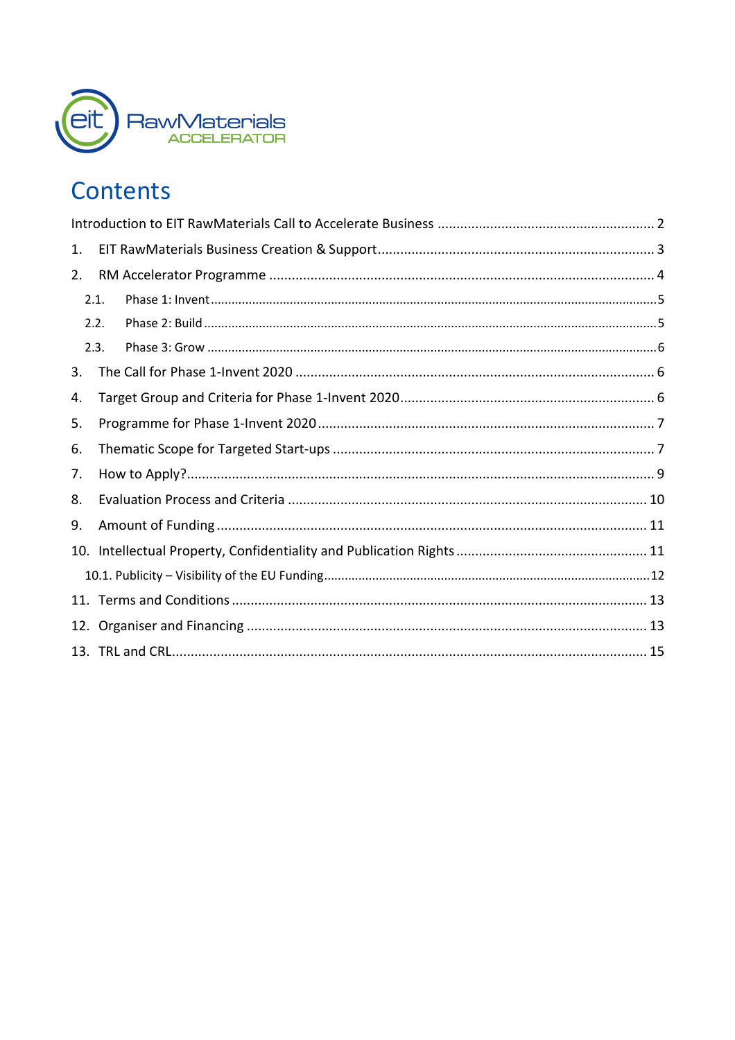# Contents

Introduction to EIT RawMaterials Call to Accelerate Business ........................................................ 2

1. EIT RawMaterials Business Creation & Support ........................................................................ 3
2. RM Accelerator Programme ....................................................................................................... 4
   - 2.1. Phase 1: Invent ................................................................................................................... 5
   - 2.2. Phase 2: Build ..................................................................................................................... 5
   - 2.3. Phase 3: Grow ..................................................................................................................... 6
3. The Call for Phase 1-Invent 2020 ............................................................................................... 6
4. Target Group and Criteria for Phase 1-Invent 2020 .................................................................... 6
5. Programme for Phase 1-Invent 2020 .......................................................................................... 7
6. Thematic Scope for Targeted Start-ups ...................................................................................... 7
7. How to Apply? ............................................................................................................................ 9
8. Evaluation Process and Criteria ................................................................................................ 10
9. Amount of Funding .................................................................................................................. 11
10. Intellectual Property, Confidentiality and Publication Rights .................................................. 11
    - 10.1. Publicity – Visibility of the EU Funding ............................................................................. 12
11. Terms and Conditions ............................................................................................................. 13
12. Organiser and Financing .......................................................................................................... 13
13. TRL and CRL ............................................................................................................................. 15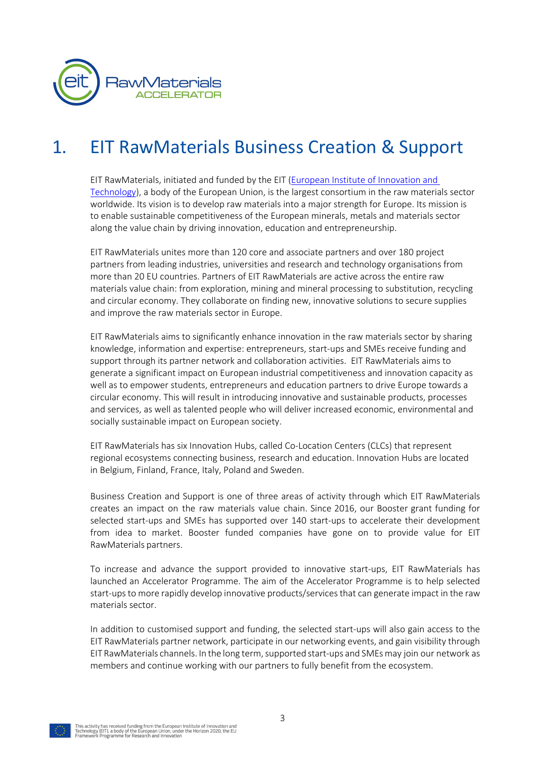# 1. EIT RawMaterials Business Creation & Support

EIT RawMaterials, initiated and funded by the EIT ([European Institute of Innovation and Technology](https://eit.europa.eu/)), a body of the European Union, is the largest consortium in the raw materials sector worldwide. Its vision is to develop raw materials into a major strength for Europe. Its mission is to enable sustainable competitiveness of the European minerals, metals and materials sector along the value chain by driving innovation, education and entrepreneurship.

EIT RawMaterials unites more than 120 core and associate partners and over 180 project partners from leading industries, universities and research and technology organisations from more than 20 EU countries. Partners of EIT RawMaterials are active across the entire raw materials value chain: from exploration, mining and mineral processing to substitution, recycling and circular economy. They collaborate on finding new, innovative solutions to secure supplies and improve the raw materials sector in Europe.

EIT RawMaterials aims to significantly enhance innovation in the raw materials sector by sharing knowledge, information and expertise: entrepreneurs, start-ups and SMEs receive funding and support through its partner network and collaboration activities. EIT RawMaterials aims to generate a significant impact on European industrial competitiveness and innovation capacity as well as to empower students, entrepreneurs and education partners to drive Europe towards a circular economy. This will result in introducing innovative and sustainable products, processes and services, as well as talented people who will deliver increased economic, environmental and socially sustainable impact on European society.

EIT RawMaterials has six Innovation Hubs, called Co-Location Centers (CLCs) that represent regional ecosystems connecting business, research and education. Innovation Hubs are located in Belgium, Finland, France, Italy, Poland and Sweden.

Business Creation and Support is one of three areas of activity through which EIT RawMaterials creates an impact on the raw materials value chain. Since 2016, our Booster grant funding for selected start-ups and SMEs has supported over 140 start-ups to accelerate their development from idea to market. Booster funded companies have gone on to provide value for EIT RawMaterials partners.

To increase and advance the support provided to innovative start-ups, EIT RawMaterials has launched an Accelerator Programme. The aim of the Accelerator Programme is to help selected start-ups to more rapidly develop innovative products/services that can generate impact in the raw materials sector.

In addition to customised support and funding, the selected start-ups will also gain access to the EIT RawMaterials partner network, participate in our networking events, and gain visibility through EIT RawMaterials channels. In the long term, supported start-ups and SMEs may join our network as members and continue working with our partners to fully benefit from the ecosystem.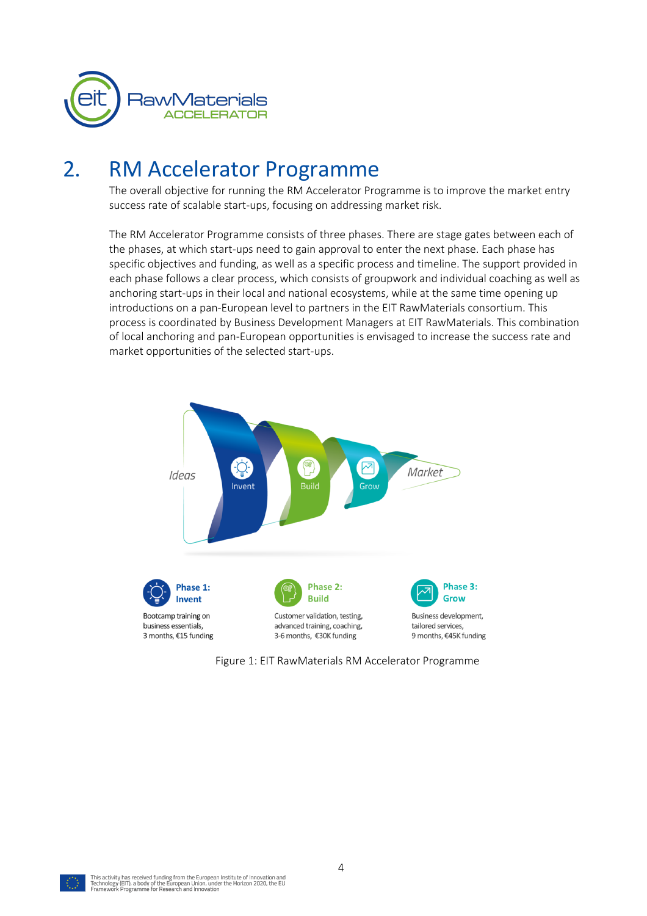# 2. RM Accelerator Programme

The overall objective for running the RM Accelerator Programme is to improve the market entry success rate of scalable start-ups, focusing on addressing market risk.

The RM Accelerator Programme consists of three phases. There are stage gates between each of the phases, at which start-ups need to gain approval to enter the next phase. Each phase has specific objectives and funding, as well as a specific process and timeline. The support provided in each phase follows a clear process, which consists of groupwork and individual coaching as well as anchoring start-ups in their local and national ecosystems, while at the same time opening up introductions on a pan-European level to partners in the EIT RawMaterials consortium. This process is coordinated by Business Development Managers at EIT RawMaterials. This combination of local anchoring and pan-European opportunities is envisaged to increase the success rate and market opportunities of the selected start-ups.

Ideas — Invent — Build — Grow — Market

**Phase 1: Invent**
Bootcamp training on business essentials, 3 months, €15 funding

**Phase 2: Build**
Customer validation, testing, advanced training, coaching, 3-6 months, €30K funding

**Phase 3: Grow**
Business development, tailored services, 9 months, €45K funding

Figure 1: EIT RawMaterials RM Accelerator Programme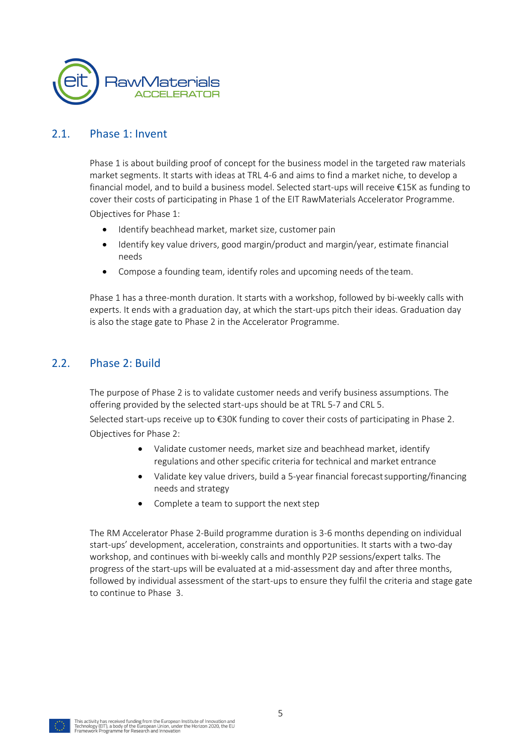## 2.1. Phase 1: Invent

Phase 1 is about building proof of concept for the business model in the targeted raw materials market segments. It starts with ideas at TRL 4-6 and aims to find a market niche, to develop a financial model, and to build a business model. Selected start-ups will receive €15K as funding to cover their costs of participating in Phase 1 of the EIT RawMaterials Accelerator Programme.

Objectives for Phase 1:

- Identify beachhead market, market size, customer pain
- Identify key value drivers, good margin/product and margin/year, estimate financial needs
- Compose a founding team, identify roles and upcoming needs of the team.

Phase 1 has a three-month duration. It starts with a workshop, followed by bi-weekly calls with experts. It ends with a graduation day, at which the start-ups pitch their ideas. Graduation day is also the stage gate to Phase 2 in the Accelerator Programme.

## 2.2. Phase 2: Build

The purpose of Phase 2 is to validate customer needs and verify business assumptions. The offering provided by the selected start-ups should be at TRL 5-7 and CRL 5.

Selected start-ups receive up to €30K funding to cover their costs of participating in Phase 2.

Objectives for Phase 2:

- Validate customer needs, market size and beachhead market, identify regulations and other specific criteria for technical and market entrance
- Validate key value drivers, build a 5-year financial forecast supporting/financing needs and strategy
- Complete a team to support the next step

The RM Accelerator Phase 2-Build programme duration is 3-6 months depending on individual start-ups' development, acceleration, constraints and opportunities. It starts with a two-day workshop, and continues with bi-weekly calls and monthly P2P sessions/expert talks. The progress of the start-ups will be evaluated at a mid-assessment day and after three months, followed by individual assessment of the start-ups to ensure they fulfil the criteria and stage gate to continue to Phase 3.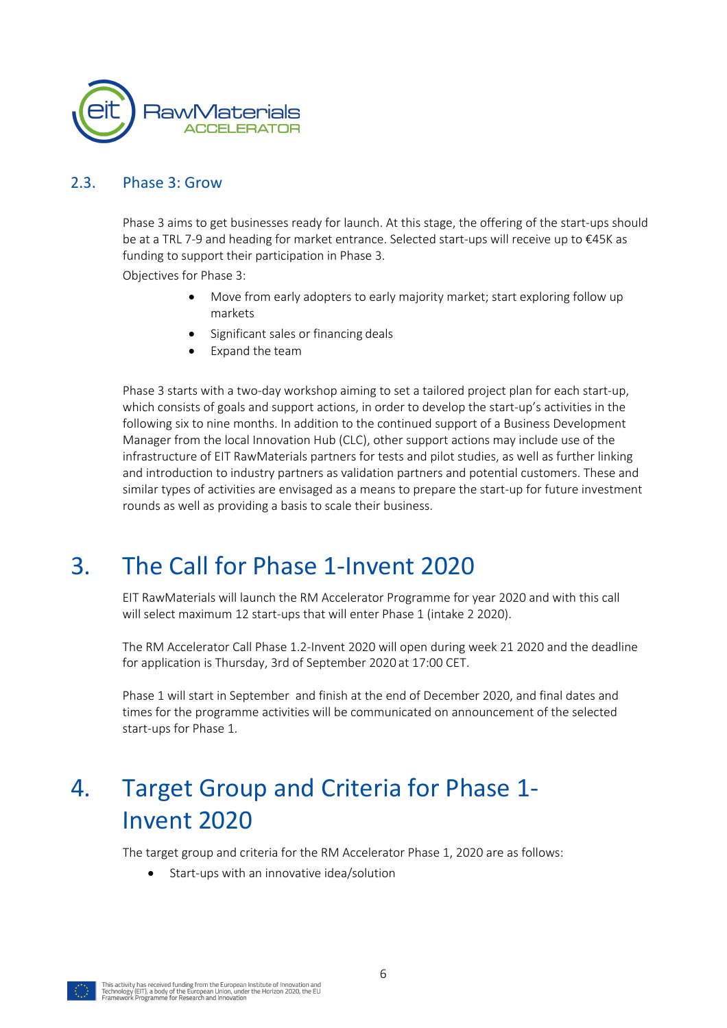### 2.3. Phase 3: Grow

Phase 3 aims to get businesses ready for launch. At this stage, the offering of the start-ups should be at a TRL 7-9 and heading for market entrance. Selected start-ups will receive up to €45K as funding to support their participation in Phase 3.

Objectives for Phase 3:

- Move from early adopters to early majority market; start exploring follow up markets
- Significant sales or financing deals
- Expand the team

Phase 3 starts with a two-day workshop aiming to set a tailored project plan for each start-up, which consists of goals and support actions, in order to develop the start-up's activities in the following six to nine months. In addition to the continued support of a Business Development Manager from the local Innovation Hub (CLC), other support actions may include use of the infrastructure of EIT RawMaterials partners for tests and pilot studies, as well as further linking and introduction to industry partners as validation partners and potential customers. These and similar types of activities are envisaged as a means to prepare the start-up for future investment rounds as well as providing a basis to scale their business.

# 3. The Call for Phase 1-Invent 2020

EIT RawMaterials will launch the RM Accelerator Programme for year 2020 and with this call will select maximum 12 start-ups that will enter Phase 1 (intake 2 2020).

The RM Accelerator Call Phase 1.2-Invent 2020 will open during week 21 2020 and the deadline for application is Thursday, 3rd of September 2020 at 17:00 CET.

Phase 1 will start in September and finish at the end of December 2020, and final dates and times for the programme activities will be communicated on announcement of the selected start-ups for Phase 1.

# 4. Target Group and Criteria for Phase 1-Invent 2020

The target group and criteria for the RM Accelerator Phase 1, 2020 are as follows:

- Start-ups with an innovative idea/solution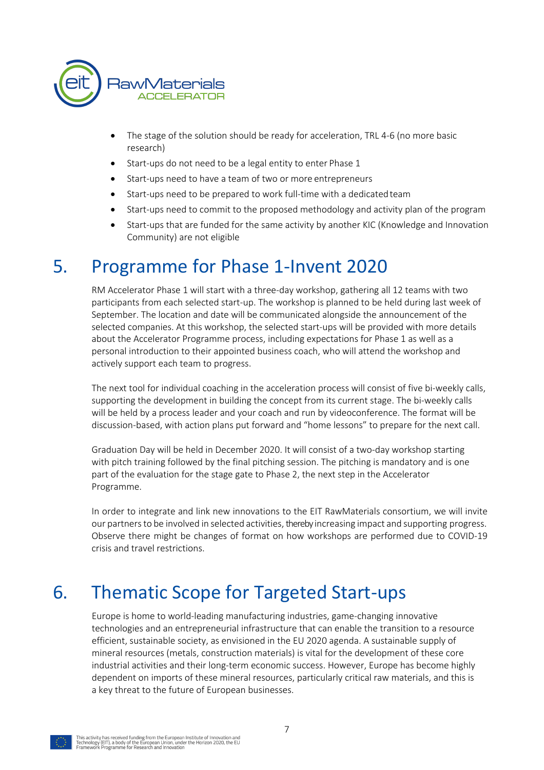- The stage of the solution should be ready for acceleration, TRL 4-6 (no more basic research)
- Start-ups do not need to be a legal entity to enter Phase 1
- Start-ups need to have a team of two or more entrepreneurs
- Start-ups need to be prepared to work full-time with a dedicated team
- Start-ups need to commit to the proposed methodology and activity plan of the program
- Start-ups that are funded for the same activity by another KIC (Knowledge and Innovation Community) are not eligible

# 5. Programme for Phase 1-Invent 2020

RM Accelerator Phase 1 will start with a three-day workshop, gathering all 12 teams with two participants from each selected start-up. The workshop is planned to be held during last week of September. The location and date will be communicated alongside the announcement of the selected companies. At this workshop, the selected start-ups will be provided with more details about the Accelerator Programme process, including expectations for Phase 1 as well as a personal introduction to their appointed business coach, who will attend the workshop and actively support each team to progress.

The next tool for individual coaching in the acceleration process will consist of five bi-weekly calls, supporting the development in building the concept from its current stage. The bi-weekly calls will be held by a process leader and your coach and run by videoconference. The format will be discussion-based, with action plans put forward and "home lessons" to prepare for the next call.

Graduation Day will be held in December 2020. It will consist of a two-day workshop starting with pitch training followed by the final pitching session. The pitching is mandatory and is one part of the evaluation for the stage gate to Phase 2, the next step in the Accelerator Programme.

In order to integrate and link new innovations to the EIT RawMaterials consortium, we will invite our partners to be involved in selected activities, thereby increasing impact and supporting progress. Observe there might be changes of format on how workshops are performed due to COVID-19 crisis and travel restrictions.

# 6. Thematic Scope for Targeted Start-ups

Europe is home to world-leading manufacturing industries, game-changing innovative technologies and an entrepreneurial infrastructure that can enable the transition to a resource efficient, sustainable society, as envisioned in the EU 2020 agenda. A sustainable supply of mineral resources (metals, construction materials) is vital for the development of these core industrial activities and their long-term economic success. However, Europe has become highly dependent on imports of these mineral resources, particularly critical raw materials, and this is a key threat to the future of European businesses.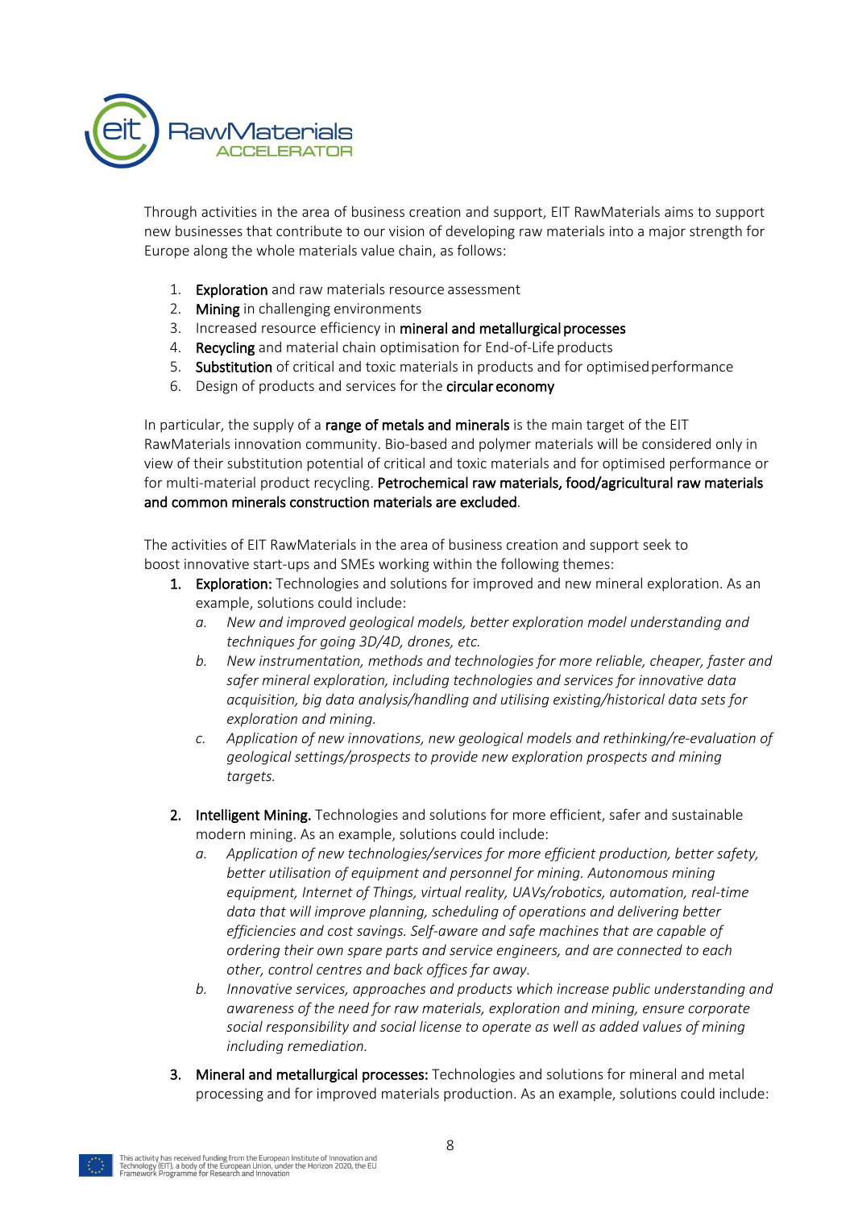Through activities in the area of business creation and support, EIT RawMaterials aims to support new businesses that contribute to our vision of developing raw materials into a major strength for Europe along the whole materials value chain, as follows:

1. **Exploration** and raw materials resource assessment
2. **Mining** in challenging environments
3. Increased resource efficiency in **mineral and metallurgical processes**
4. **Recycling** and material chain optimisation for End-of-Life products
5. **Substitution** of critical and toxic materials in products and for optimised performance
6. Design of products and services for the **circular economy**

In particular, the supply of a **range of metals and minerals** is the main target of the EIT RawMaterials innovation community. Bio-based and polymer materials will be considered only in view of their substitution potential of critical and toxic materials and for optimised performance or for multi-material product recycling. **Petrochemical raw materials, food/agricultural raw materials and common minerals construction materials are excluded**.

The activities of EIT RawMaterials in the area of business creation and support seek to boost innovative start-ups and SMEs working within the following themes:

1. **Exploration:** Technologies and solutions for improved and new mineral exploration. As an example, solutions could include:
   a. *New and improved geological models, better exploration model understanding and techniques for going 3D/4D, drones, etc.*
   b. *New instrumentation, methods and technologies for more reliable, cheaper, faster and safer mineral exploration, including technologies and services for innovative data acquisition, big data analysis/handling and utilising existing/historical data sets for exploration and mining.*
   c. *Application of new innovations, new geological models and rethinking/re-evaluation of geological settings/prospects to provide new exploration prospects and mining targets.*

2. **Intelligent Mining.** Technologies and solutions for more efficient, safer and sustainable modern mining. As an example, solutions could include:
   a. *Application of new technologies/services for more efficient production, better safety, better utilisation of equipment and personnel for mining. Autonomous mining equipment, Internet of Things, virtual reality, UAVs/robotics, automation, real-time data that will improve planning, scheduling of operations and delivering better efficiencies and cost savings. Self-aware and safe machines that are capable of ordering their own spare parts and service engineers, and are connected to each other, control centres and back offices far away.*
   b. *Innovative services, approaches and products which increase public understanding and awareness of the need for raw materials, exploration and mining, ensure corporate social responsibility and social license to operate as well as added values of mining including remediation.*

3. **Mineral and metallurgical processes:** Technologies and solutions for mineral and metal processing and for improved materials production. As an example, solutions could include: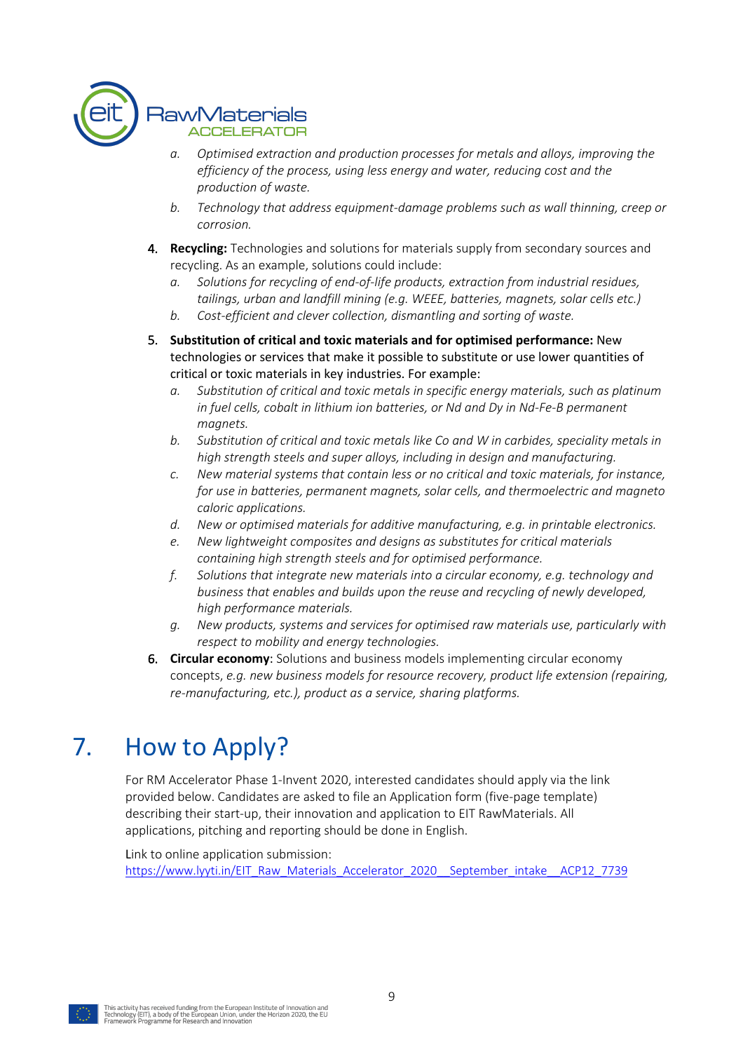a. *Optimised extraction and production processes for metals and alloys, improving the efficiency of the process, using less energy and water, reducing cost and the production of waste.*
   b. *Technology that address equipment-damage problems such as wall thinning, creep or corrosion.*

4. **Recycling:** Technologies and solutions for materials supply from secondary sources and recycling. As an example, solutions could include:
   a. *Solutions for recycling of end-of-life products, extraction from industrial residues, tailings, urban and landfill mining (e.g. WEEE, batteries, magnets, solar cells etc.)*
   b. *Cost-efficient and clever collection, dismantling and sorting of waste.*

5. **Substitution of critical and toxic materials and for optimised performance:** New technologies or services that make it possible to substitute or use lower quantities of critical or toxic materials in key industries. For example:
   a. *Substitution of critical and toxic metals in specific energy materials, such as platinum in fuel cells, cobalt in lithium ion batteries, or Nd and Dy in Nd-Fe-B permanent magnets.*
   b. *Substitution of critical and toxic metals like Co and W in carbides, speciality metals in high strength steels and super alloys, including in design and manufacturing.*
   c. *New material systems that contain less or no critical and toxic materials, for instance, for use in batteries, permanent magnets, solar cells, and thermoelectric and magneto caloric applications.*
   d. *New or optimised materials for additive manufacturing, e.g. in printable electronics.*
   e. *New lightweight composites and designs as substitutes for critical materials containing high strength steels and for optimised performance.*
   f. *Solutions that integrate new materials into a circular economy, e.g. technology and business that enables and builds upon the reuse and recycling of newly developed, high performance materials.*
   g. *New products, systems and services for optimised raw materials use, particularly with respect to mobility and energy technologies.*

6. **Circular economy**: Solutions and business models implementing circular economy concepts, *e.g. new business models for resource recovery, product life extension (repairing, re-manufacturing, etc.), product as a service, sharing platforms.*

# 7. How to Apply?

For RM Accelerator Phase 1-Invent 2020, interested candidates should apply via the link provided below. Candidates are asked to file an Application form (five-page template) describing their start-up, their innovation and application to EIT RawMaterials. All applications, pitching and reporting should be done in English.

Link to online application submission:
https://www.lyyti.in/EIT_Raw_Materials_Accelerator_2020__September_intake__ACP12_7739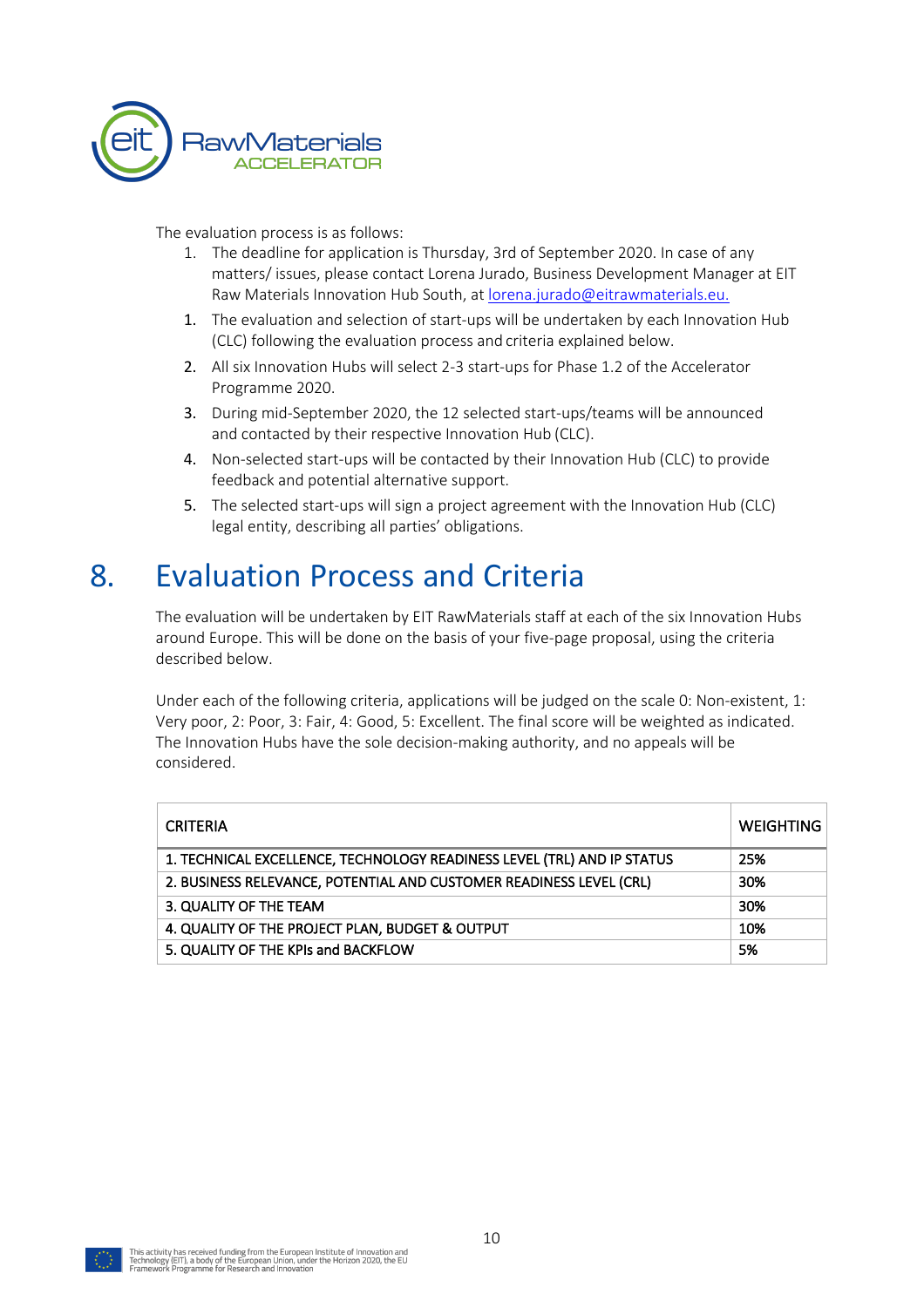The evaluation process is as follows:

1. The deadline for application is Thursday, 3rd of September 2020. In case of any matters/ issues, please contact Lorena Jurado, Business Development Manager at EIT Raw Materials Innovation Hub South, at lorena.jurado@eitrawmaterials.eu.
1. The evaluation and selection of start-ups will be undertaken by each Innovation Hub (CLC) following the evaluation process and criteria explained below.
2. All six Innovation Hubs will select 2-3 start-ups for Phase 1.2 of the Accelerator Programme 2020.
3. During mid-September 2020, the 12 selected start-ups/teams will be announced and contacted by their respective Innovation Hub (CLC).
4. Non-selected start-ups will be contacted by their Innovation Hub (CLC) to provide feedback and potential alternative support.
5. The selected start-ups will sign a project agreement with the Innovation Hub (CLC) legal entity, describing all parties' obligations.

# 8. Evaluation Process and Criteria

The evaluation will be undertaken by EIT RawMaterials staff at each of the six Innovation Hubs around Europe. This will be done on the basis of your five-page proposal, using the criteria described below.

Under each of the following criteria, applications will be judged on the scale 0: Non-existent, 1: Very poor, 2: Poor, 3: Fair, 4: Good, 5: Excellent. The final score will be weighted as indicated. The Innovation Hubs have the sole decision-making authority, and no appeals will be considered.

| CRITERIA | WEIGHTING |
|---|---|
| 1. TECHNICAL EXCELLENCE, TECHNOLOGY READINESS LEVEL (TRL) AND IP STATUS | 25% |
| 2. BUSINESS RELEVANCE, POTENTIAL AND CUSTOMER READINESS LEVEL (CRL) | 30% |
| 3. QUALITY OF THE TEAM | 30% |
| 4. QUALITY OF THE PROJECT PLAN, BUDGET & OUTPUT | 10% |
| 5. QUALITY OF THE KPIs and BACKFLOW | 5% |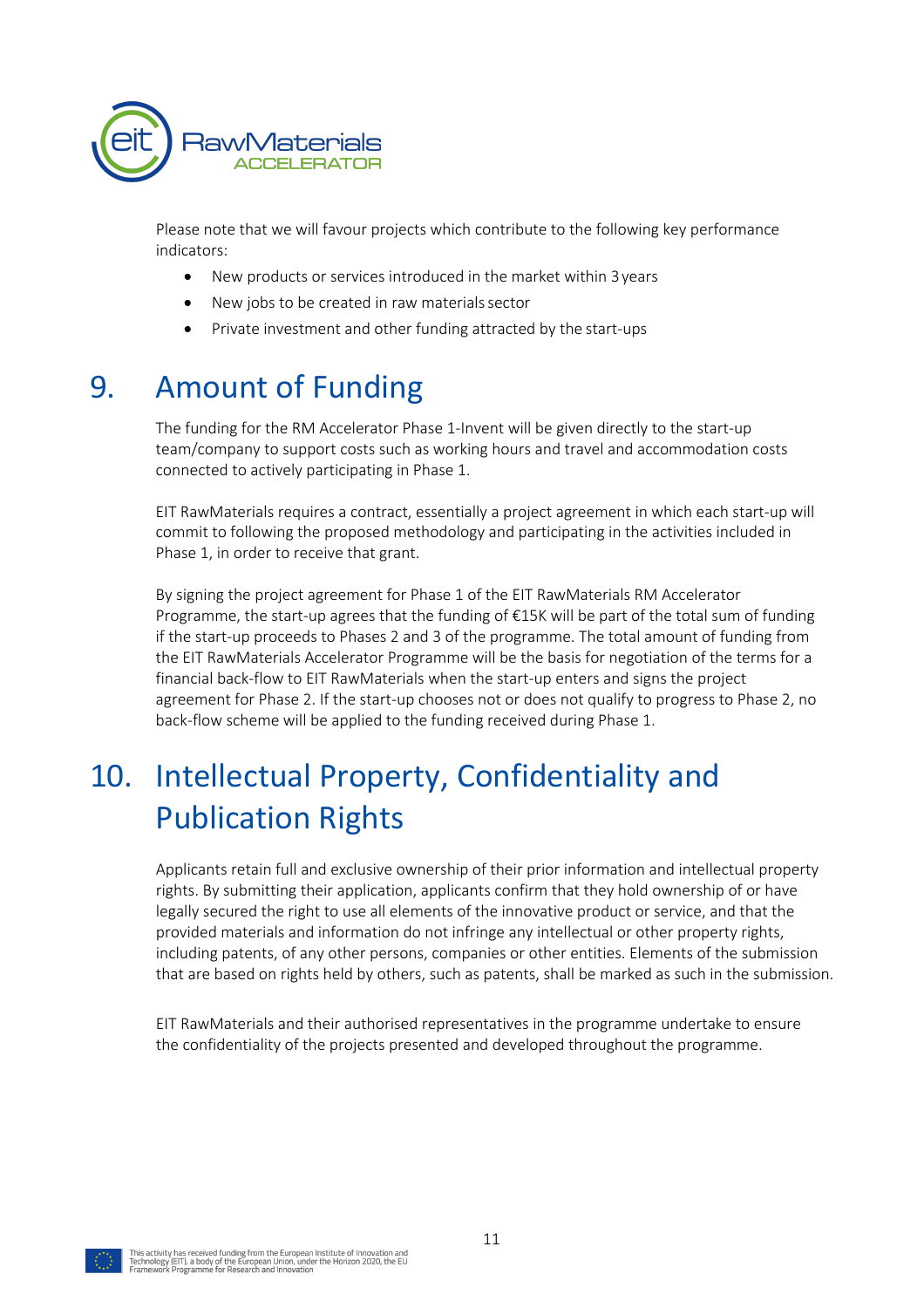Please note that we will favour projects which contribute to the following key performance indicators:

- New products or services introduced in the market within 3 years
- New jobs to be created in raw materials sector
- Private investment and other funding attracted by the start-ups

# 9. Amount of Funding

The funding for the RM Accelerator Phase 1-Invent will be given directly to the start-up team/company to support costs such as working hours and travel and accommodation costs connected to actively participating in Phase 1.

EIT RawMaterials requires a contract, essentially a project agreement in which each start-up will commit to following the proposed methodology and participating in the activities included in Phase 1, in order to receive that grant.

By signing the project agreement for Phase 1 of the EIT RawMaterials RM Accelerator Programme, the start-up agrees that the funding of €15K will be part of the total sum of funding if the start-up proceeds to Phases 2 and 3 of the programme. The total amount of funding from the EIT RawMaterials Accelerator Programme will be the basis for negotiation of the terms for a financial back-flow to EIT RawMaterials when the start-up enters and signs the project agreement for Phase 2. If the start-up chooses not or does not qualify to progress to Phase 2, no back-flow scheme will be applied to the funding received during Phase 1.

# 10. Intellectual Property, Confidentiality and Publication Rights

Applicants retain full and exclusive ownership of their prior information and intellectual property rights. By submitting their application, applicants confirm that they hold ownership of or have legally secured the right to use all elements of the innovative product or service, and that the provided materials and information do not infringe any intellectual or other property rights, including patents, of any other persons, companies or other entities. Elements of the submission that are based on rights held by others, such as patents, shall be marked as such in the submission.

EIT RawMaterials and their authorised representatives in the programme undertake to ensure the confidentiality of the projects presented and developed throughout the programme.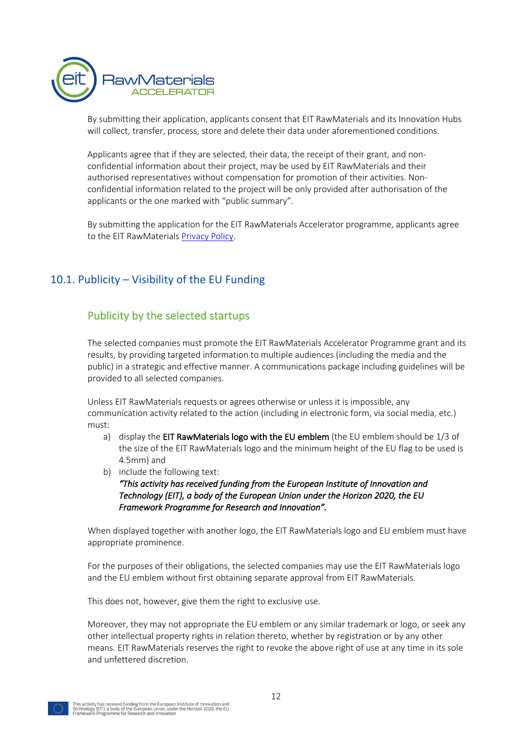By submitting their application, applicants consent that EIT RawMaterials and its Innovation Hubs will collect, transfer, process, store and delete their data under aforementioned conditions.

Applicants agree that if they are selected, their data, the receipt of their grant, and non-confidential information about their project, may be used by EIT RawMaterials and their authorised representatives without compensation for promotion of their activities. Non-confidential information related to the project will be only provided after authorisation of the applicants or the one marked with “public summary”.

By submitting the application for the EIT RawMaterials Accelerator programme, applicants agree to the EIT RawMaterials Privacy Policy.

## 10.1. Publicity – Visibility of the EU Funding

### Publicity by the selected startups

The selected companies must promote the EIT RawMaterials Accelerator Programme grant and its results, by providing targeted information to multiple audiences (including the media and the public) in a strategic and effective manner. A communications package including guidelines will be provided to all selected companies.

Unless EIT RawMaterials requests or agrees otherwise or unless it is impossible, any communication activity related to the action (including in electronic form, via social media, etc.) must:

a) display the **EIT RawMaterials logo with the EU emblem** (the EU emblem should be 1/3 of the size of the EIT RawMaterials logo and the minimum height of the EU flag to be used is 4.5mm) and
b) include the following text:
***“This activity has received funding from the European Institute of Innovation and Technology (EIT), a body of the European Union under the Horizon 2020, the EU Framework Programme for Research and Innovation”.***

When displayed together with another logo, the EIT RawMaterials logo and EU emblem must have appropriate prominence.

For the purposes of their obligations, the selected companies may use the EIT RawMaterials logo and the EU emblem without first obtaining separate approval from EIT RawMaterials.

This does not, however, give them the right to exclusive use.

Moreover, they may not appropriate the EU emblem or any similar trademark or logo, or seek any other intellectual property rights in relation thereto, whether by registration or by any other means. EIT RawMaterials reserves the right to revoke the above right of use at any time in its sole and unfettered discretion.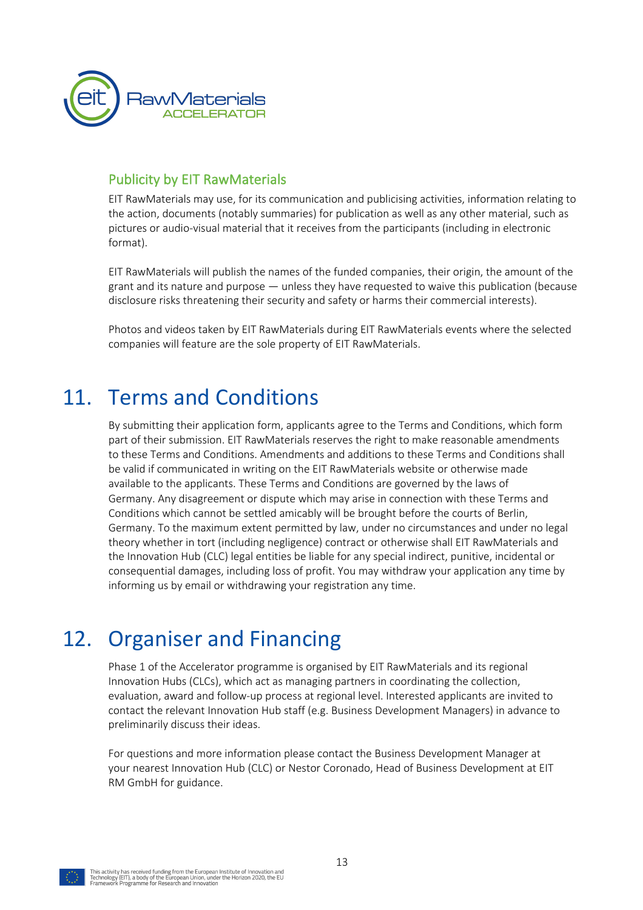### Publicity by EIT RawMaterials

EIT RawMaterials may use, for its communication and publicising activities, information relating to the action, documents (notably summaries) for publication as well as any other material, such as pictures or audio-visual material that it receives from the participants (including in electronic format).

EIT RawMaterials will publish the names of the funded companies, their origin, the amount of the grant and its nature and purpose — unless they have requested to waive this publication (because disclosure risks threatening their security and safety or harms their commercial interests).

Photos and videos taken by EIT RawMaterials during EIT RawMaterials events where the selected companies will feature are the sole property of EIT RawMaterials.

# 11. Terms and Conditions

By submitting their application form, applicants agree to the Terms and Conditions, which form part of their submission. EIT RawMaterials reserves the right to make reasonable amendments to these Terms and Conditions. Amendments and additions to these Terms and Conditions shall be valid if communicated in writing on the EIT RawMaterials website or otherwise made available to the applicants. These Terms and Conditions are governed by the laws of Germany. Any disagreement or dispute which may arise in connection with these Terms and Conditions which cannot be settled amicably will be brought before the courts of Berlin, Germany. To the maximum extent permitted by law, under no circumstances and under no legal theory whether in tort (including negligence) contract or otherwise shall EIT RawMaterials and the Innovation Hub (CLC) legal entities be liable for any special indirect, punitive, incidental or consequential damages, including loss of profit. You may withdraw your application any time by informing us by email or withdrawing your registration any time.

# 12. Organiser and Financing

Phase 1 of the Accelerator programme is organised by EIT RawMaterials and its regional Innovation Hubs (CLCs), which act as managing partners in coordinating the collection, evaluation, award and follow-up process at regional level. Interested applicants are invited to contact the relevant Innovation Hub staff (e.g. Business Development Managers) in advance to preliminarily discuss their ideas.

For questions and more information please contact the Business Development Manager at your nearest Innovation Hub (CLC) or Nestor Coronado, Head of Business Development at EIT RM GmbH for guidance.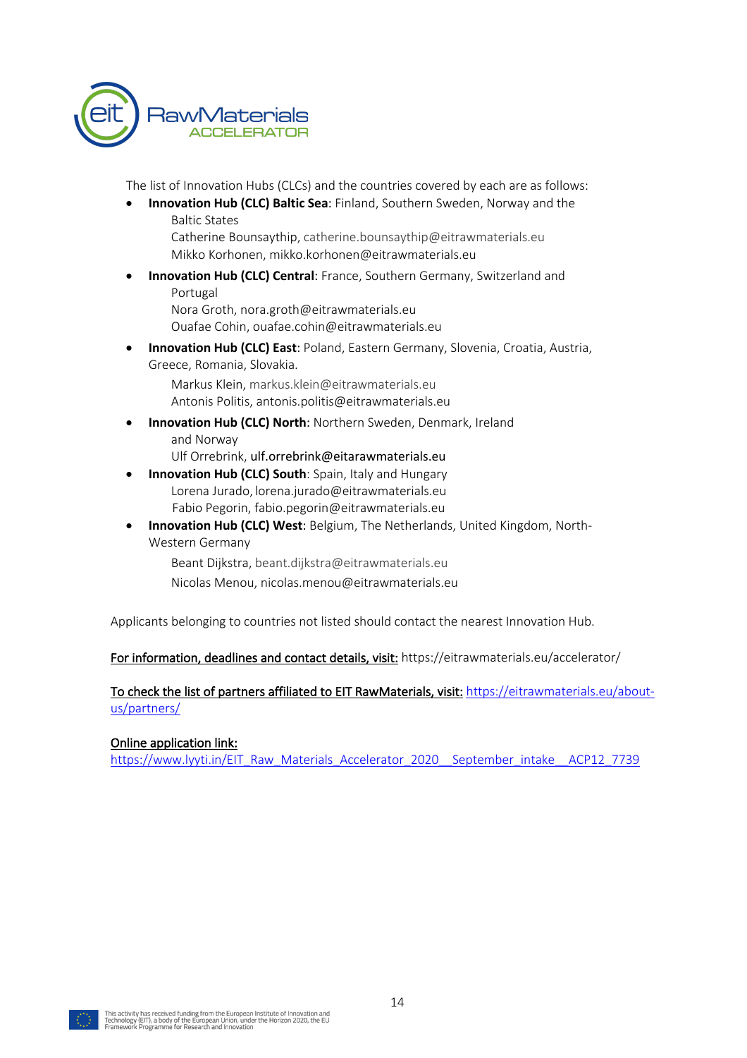The list of Innovation Hubs (CLCs) and the countries covered by each are as follows:

- **Innovation Hub (CLC) Baltic Sea**: Finland, Southern Sweden, Norway and the Baltic States
  Catherine Bounsaythip, catherine.bounsaythip@eitrawmaterials.eu
  Mikko Korhonen, mikko.korhonen@eitrawmaterials.eu
- **Innovation Hub (CLC) Central**: France, Southern Germany, Switzerland and Portugal
  Nora Groth, nora.groth@eitrawmaterials.eu
  Ouafae Cohin, ouafae.cohin@eitrawmaterials.eu
- **Innovation Hub (CLC) East**: Poland, Eastern Germany, Slovenia, Croatia, Austria, Greece, Romania, Slovakia.
  Markus Klein, markus.klein@eitrawmaterials.eu
  Antonis Politis, antonis.politis@eitrawmaterials.eu
- **Innovation Hub (CLC) North**: Northern Sweden, Denmark, Ireland and Norway
  Ulf Orrebrink, ulf.orrebrink@eitarawmaterials.eu
- **Innovation Hub (CLC) South**: Spain, Italy and Hungary
  Lorena Jurado, lorena.jurado@eitrawmaterials.eu
  Fabio Pegorin, fabio.pegorin@eitrawmaterials.eu
- **Innovation Hub (CLC) West**: Belgium, The Netherlands, United Kingdom, North-Western Germany
  Beant Dijkstra, beant.dijkstra@eitrawmaterials.eu
  Nicolas Menou, nicolas.menou@eitrawmaterials.eu

Applicants belonging to countries not listed should contact the nearest Innovation Hub.

For information, deadlines and contact details, visit: https://eitrawmaterials.eu/accelerator/

To check the list of partners affiliated to EIT RawMaterials, visit: https://eitrawmaterials.eu/about-us/partners/

Online application link:
https://www.lyyti.in/EIT_Raw_Materials_Accelerator_2020__September_intake__ACP12_7739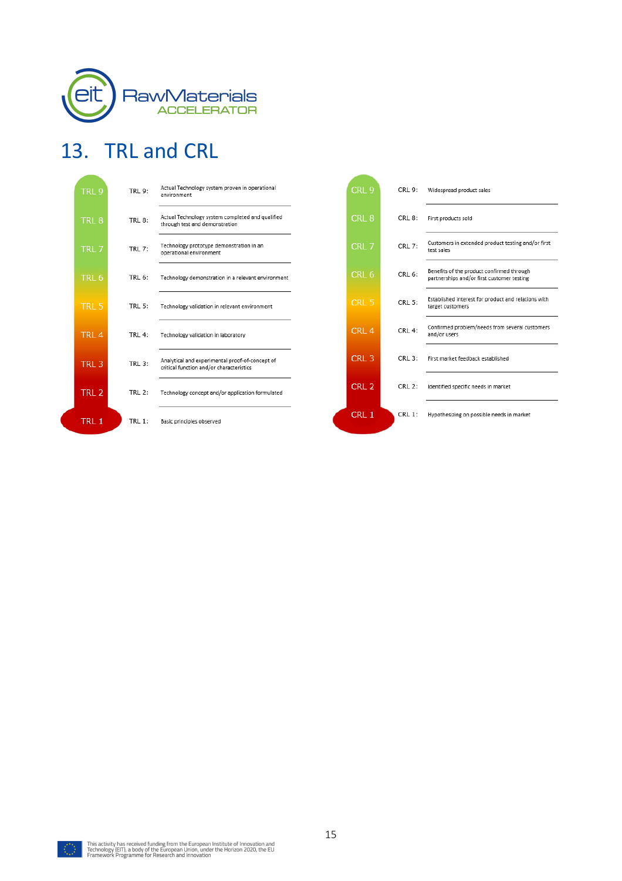## 13. TRL and CRL

| | |
|---|---|
| TRL 9: | Actual Technology system proven in operational environment |
| TRL 8: | Actual Technology system completed and qualified through test and demonstration |
| TRL 7: | Technology prototype demonstration in an operational environment |
| TRL 6: | Technology demonstration in a relevant environment |
| TRL 5: | Technology validation in relevant environment |
| TRL 4: | Technology validation in laboratory |
| TRL 3: | Analytical and experimental proof-of-concept of critical function and/or characteristics |
| TRL 2: | Technology concept and/or application formulated |
| TRL 1: | Basic principles observed |

| | |
|---|---|
| CRL 9: | Widespread product sales |
| CRL 8: | First products sold |
| CRL 7: | Customers in extended product testing and/or first test sales |
| CRL 6: | Benefits of the product confirmed through partnerships and/or first customer testing |
| CRL 5: | Established interest for product and relations with target customers |
| CRL 4: | Confirmed problem/needs from several customers and/or users |
| CRL 3: | First market feedback established |
| CRL 2: | Identified specific needs in market |
| CRL 1: | Hypothesizing on possible needs in market |

This activity has received funding from the European Institute of Innovation and Technology (EIT), a body of the European Union, under the Horizon 2020, the EU Framework Programme for Research and Innovation